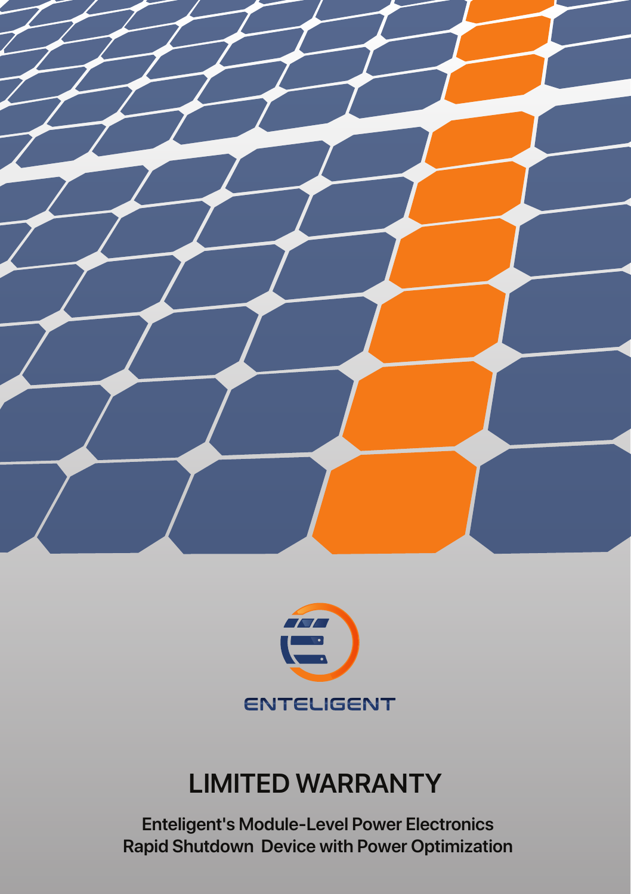ENTELIGENT

# LIMITED WARRANTY

**Enteligent's Module-Level Power Electronics Rapid Shutdown Device with Power Optimization**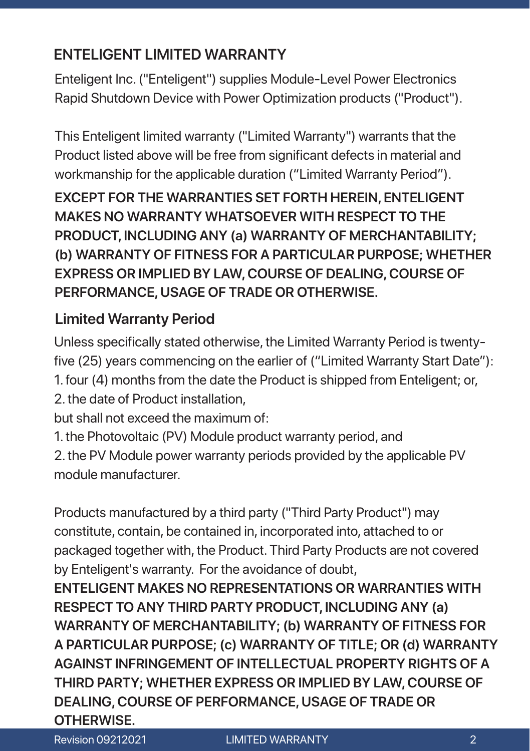## ENTELIGENT LIMITED WARRANTY

Enteligent Inc. ("Enteligent") supplies Module-Level Power Electronics Rapid Shutdown Device with Power Optimization products ("Product").

This Enteligent limited warranty ("Limited Warranty") warrants that the Product listed above will be free from significant defects in material and workmanship for the applicable duration (“Limited Warranty Period”).

**EXCEPT FOR THE WARRANTIES SET FORTH HEREIN, ENTELIGENT MAKES NO WARRANTY WHATSOEVER WITH RESPECT TO THE PRODUCT, INCLUDING ANY (a) WARRANTY OF MERCHANTABILITY; (b) WARRANTY OF FITNESS FOR A PARTICULAR PURPOSE; WHETHER EXPRESS OR IMPLIED BY LAW, COURSE OF DEALING, COURSE OF PERFORMANCE, USAGE OF TRADE OR OTHERWISE.**

### Limited Warranty Period

Unless specifically stated otherwise, the Limited Warranty Period is twenty-five (25) years commencing on the earlier of (“Limited Warranty Start Date”):

1. four (4) months from the date the Product is shipped from Enteligent; or,
2. the date of Product installation,

but shall not exceed the maximum of:

1. the Photovoltaic (PV) Module product warranty period, and
2. the PV Module power warranty periods provided by the applicable PV module manufacturer.

Products manufactured by a third party ("Third Party Product") may constitute, contain, be contained in, incorporated into, attached to or packaged together with, the Product. Third Party Products are not covered by Enteligent's warranty. For the avoidance of doubt, **ENTELIGENT MAKES NO REPRESENTATIONS OR WARRANTIES WITH RESPECT TO ANY THIRD PARTY PRODUCT, INCLUDING ANY (a) WARRANTY OF MERCHANTABILITY; (b) WARRANTY OF FITNESS FOR A PARTICULAR PURPOSE; (c) WARRANTY OF TITLE; OR (d) WARRANTY AGAINST INFRINGEMENT OF INTELLECTUAL PROPERTY RIGHTS OF A THIRD PARTY; WHETHER EXPRESS OR IMPLIED BY LAW, COURSE OF DEALING, COURSE OF PERFORMANCE, USAGE OF TRADE OR OTHERWISE.**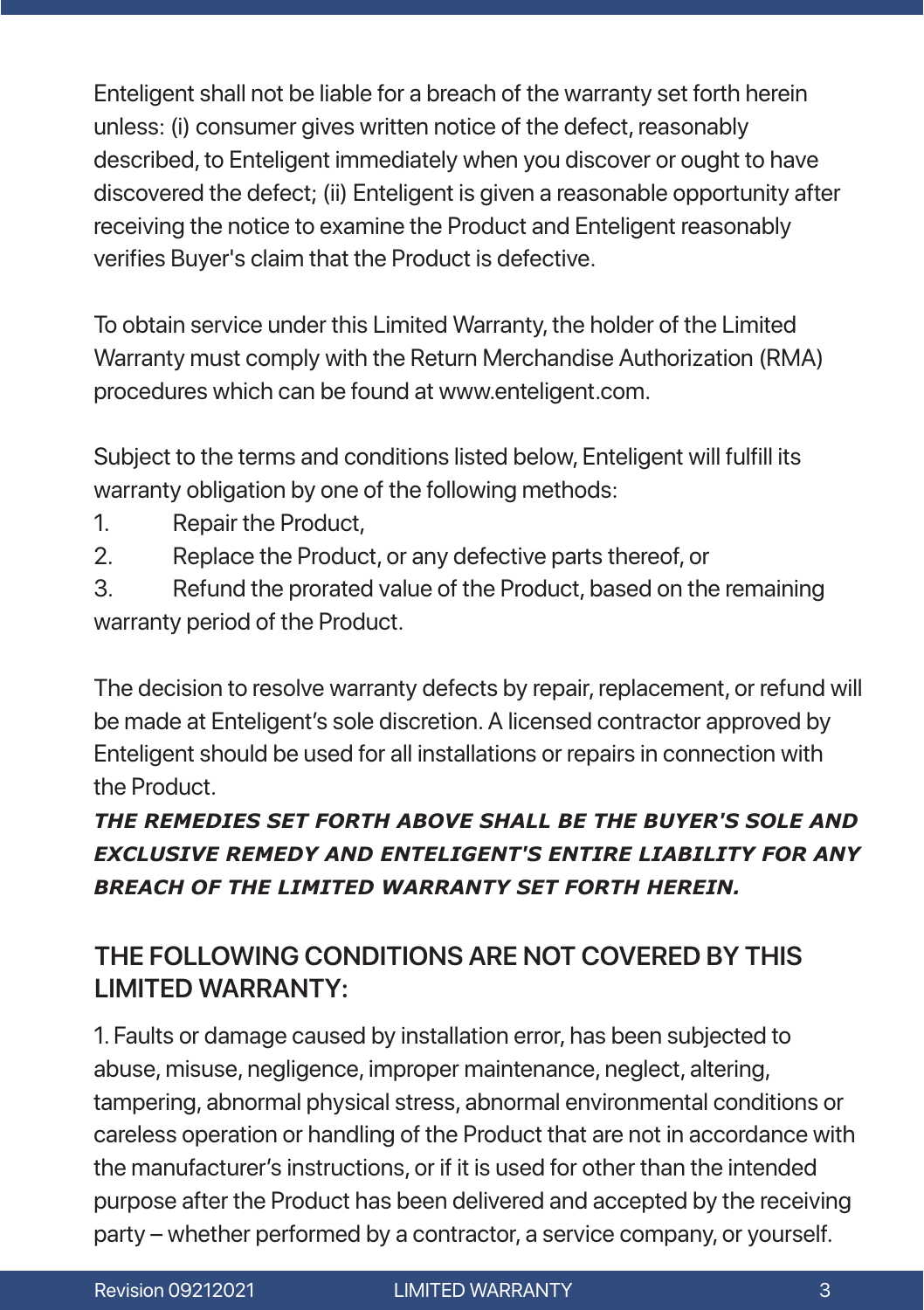Enteligent shall not be liable for a breach of the warranty set forth herein unless: (i) consumer gives written notice of the defect, reasonably described, to Enteligent immediately when you discover or ought to have discovered the defect; (ii) Enteligent is given a reasonable opportunity after receiving the notice to examine the Product and Enteligent reasonably verifies Buyer's claim that the Product is defective.

To obtain service under this Limited Warranty, the holder of the Limited Warranty must comply with the Return Merchandise Authorization (RMA) procedures which can be found at www.enteligent.com.

Subject to the terms and conditions listed below, Enteligent will fulfill its warranty obligation by one of the following methods:

1. Repair the Product,
2. Replace the Product, or any defective parts thereof, or
3. Refund the prorated value of the Product, based on the remaining warranty period of the Product.

The decision to resolve warranty defects by repair, replacement, or refund will be made at Enteligent's sole discretion. A licensed contractor approved by Enteligent should be used for all installations or repairs in connection with the Product.

***THE REMEDIES SET FORTH ABOVE SHALL BE THE BUYER'S SOLE AND EXCLUSIVE REMEDY AND ENTELIGENT'S ENTIRE LIABILITY FOR ANY BREACH OF THE LIMITED WARRANTY SET FORTH HEREIN.***

## THE FOLLOWING CONDITIONS ARE NOT COVERED BY THIS LIMITED WARRANTY:

1. Faults or damage caused by installation error, has been subjected to abuse, misuse, negligence, improper maintenance, neglect, altering, tampering, abnormal physical stress, abnormal environmental conditions or careless operation or handling of the Product that are not in accordance with the manufacturer's instructions, or if it is used for other than the intended purpose after the Product has been delivered and accepted by the receiving party – whether performed by a contractor, a service company, or yourself.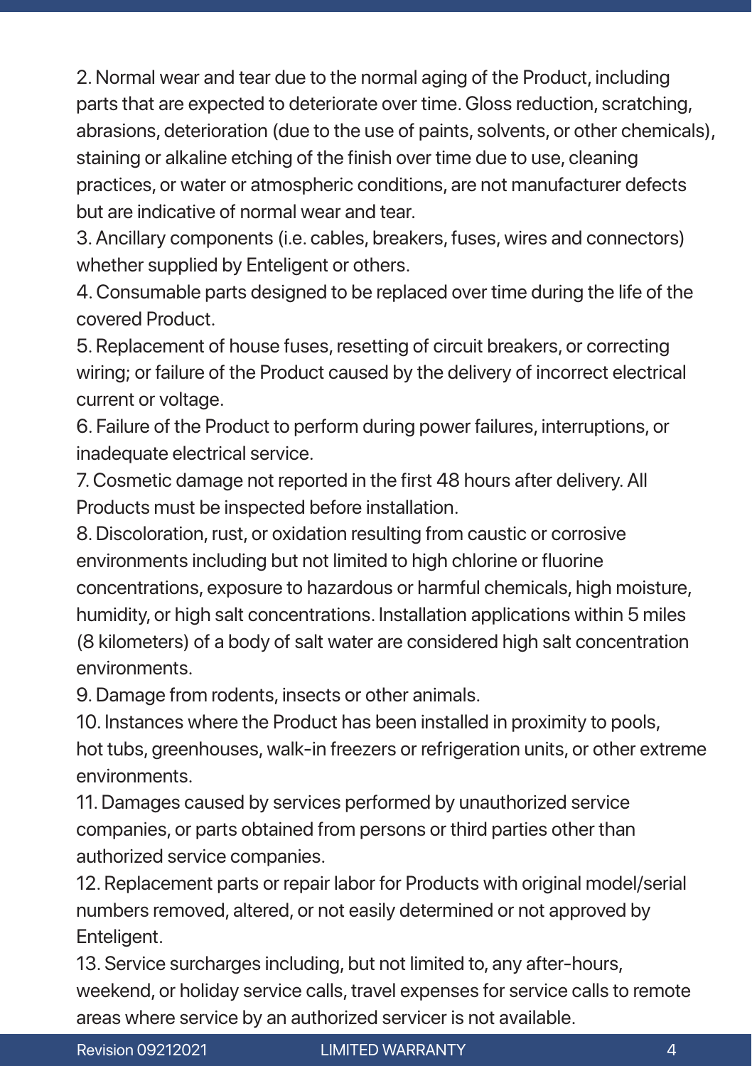2. Normal wear and tear due to the normal aging of the Product, including parts that are expected to deteriorate over time. Gloss reduction, scratching, abrasions, deterioration (due to the use of paints, solvents, or other chemicals), staining or alkaline etching of the finish over time due to use, cleaning practices, or water or atmospheric conditions, are not manufacturer defects but are indicative of normal wear and tear.
3. Ancillary components (i.e. cables, breakers, fuses, wires and connectors) whether supplied by Enteligent or others.
4. Consumable parts designed to be replaced over time during the life of the covered Product.
5. Replacement of house fuses, resetting of circuit breakers, or correcting wiring; or failure of the Product caused by the delivery of incorrect electrical current or voltage.
6. Failure of the Product to perform during power failures, interruptions, or inadequate electrical service.
7. Cosmetic damage not reported in the first 48 hours after delivery. All Products must be inspected before installation.
8. Discoloration, rust, or oxidation resulting from caustic or corrosive environments including but not limited to high chlorine or fluorine concentrations, exposure to hazardous or harmful chemicals, high moisture, humidity, or high salt concentrations. Installation applications within 5 miles (8 kilometers) of a body of salt water are considered high salt concentration environments.
9. Damage from rodents, insects or other animals.
10. Instances where the Product has been installed in proximity to pools, hot tubs, greenhouses, walk-in freezers or refrigeration units, or other extreme environments.
11. Damages caused by services performed by unauthorized service companies, or parts obtained from persons or third parties other than authorized service companies.
12. Replacement parts or repair labor for Products with original model/serial numbers removed, altered, or not easily determined or not approved by Enteligent.
13. Service surcharges including, but not limited to, any after-hours, weekend, or holiday service calls, travel expenses for service calls to remote areas where service by an authorized servicer is not available.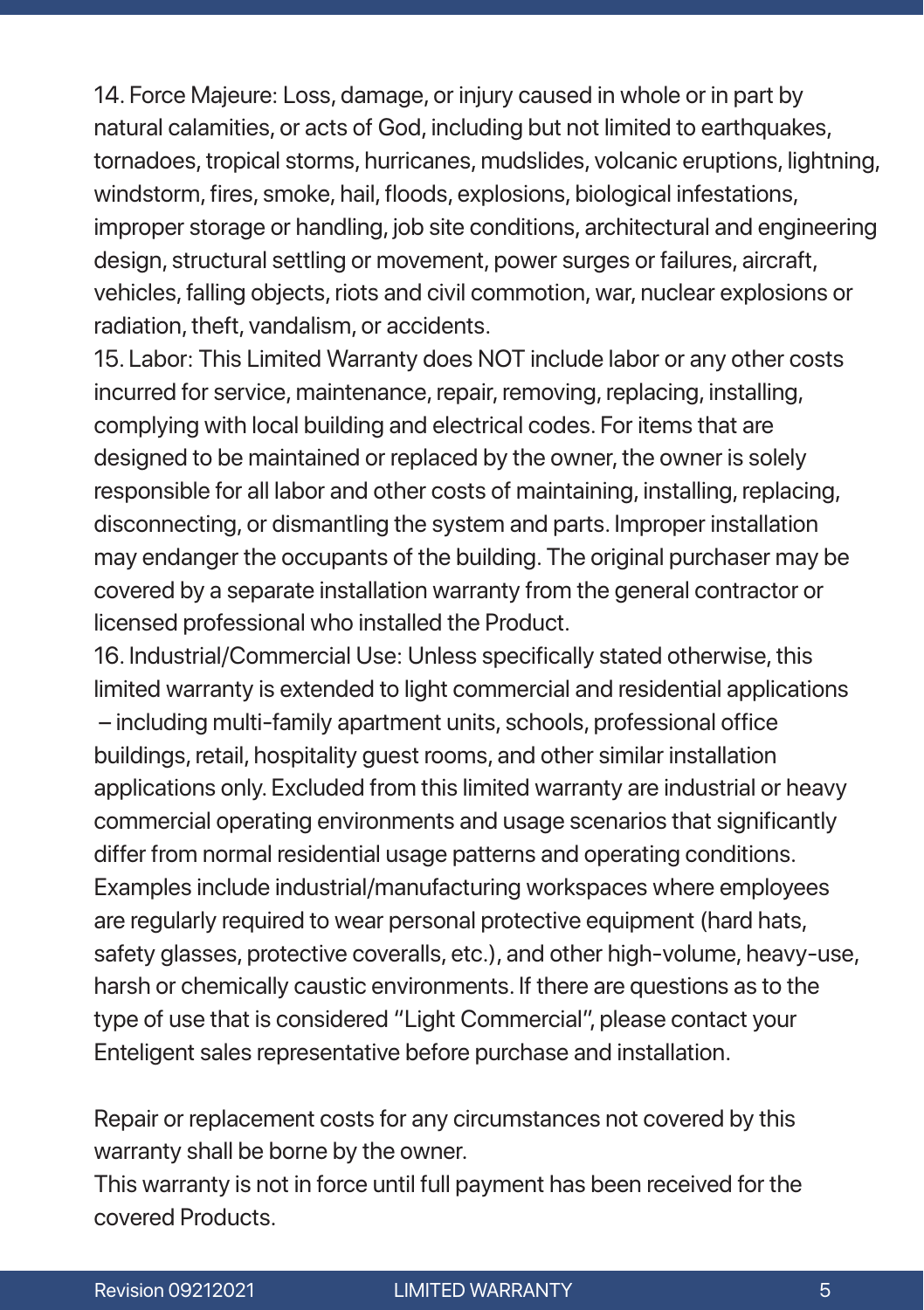14. Force Majeure: Loss, damage, or injury caused in whole or in part by natural calamities, or acts of God, including but not limited to earthquakes, tornadoes, tropical storms, hurricanes, mudslides, volcanic eruptions, lightning, windstorm, fires, smoke, hail, floods, explosions, biological infestations, improper storage or handling, job site conditions, architectural and engineering design, structural settling or movement, power surges or failures, aircraft, vehicles, falling objects, riots and civil commotion, war, nuclear explosions or radiation, theft, vandalism, or accidents.

15. Labor: This Limited Warranty does NOT include labor or any other costs incurred for service, maintenance, repair, removing, replacing, installing, complying with local building and electrical codes. For items that are designed to be maintained or replaced by the owner, the owner is solely responsible for all labor and other costs of maintaining, installing, replacing, disconnecting, or dismantling the system and parts. Improper installation may endanger the occupants of the building. The original purchaser may be covered by a separate installation warranty from the general contractor or licensed professional who installed the Product.

16. Industrial/Commercial Use: Unless specifically stated otherwise, this limited warranty is extended to light commercial and residential applications – including multi-family apartment units, schools, professional office buildings, retail, hospitality guest rooms, and other similar installation applications only. Excluded from this limited warranty are industrial or heavy commercial operating environments and usage scenarios that significantly differ from normal residential usage patterns and operating conditions. Examples include industrial/manufacturing workspaces where employees are regularly required to wear personal protective equipment (hard hats, safety glasses, protective coveralls, etc.), and other high-volume, heavy-use, harsh or chemically caustic environments. If there are questions as to the type of use that is considered "Light Commercial", please contact your Enteligent sales representative before purchase and installation.

Repair or replacement costs for any circumstances not covered by this warranty shall be borne by the owner.
This warranty is not in force until full payment has been received for the covered Products.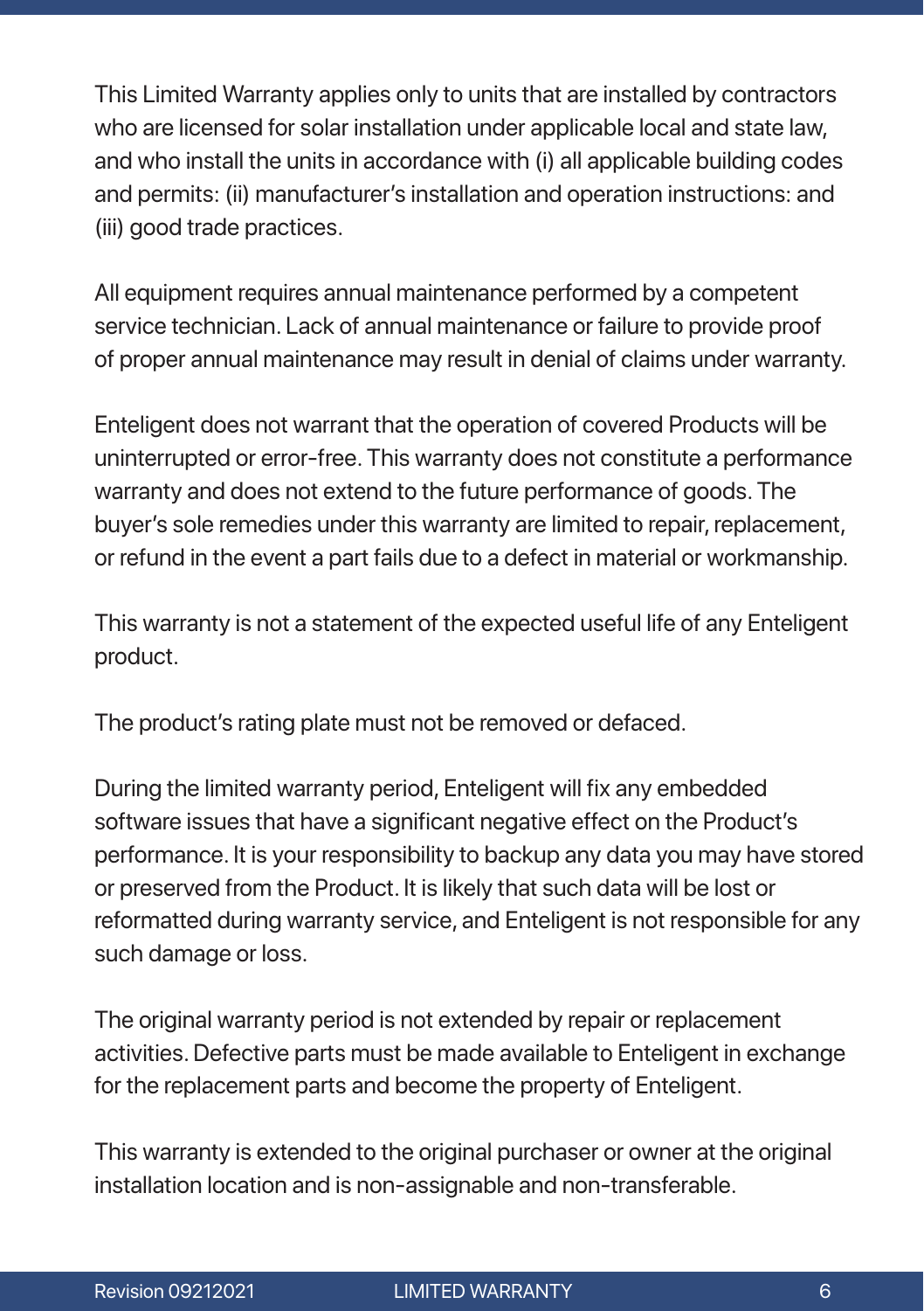This Limited Warranty applies only to units that are installed by contractors who are licensed for solar installation under applicable local and state law, and who install the units in accordance with (i) all applicable building codes and permits: (ii) manufacturer's installation and operation instructions: and (iii) good trade practices.

All equipment requires annual maintenance performed by a competent service technician. Lack of annual maintenance or failure to provide proof of proper annual maintenance may result in denial of claims under warranty.

Enteligent does not warrant that the operation of covered Products will be uninterrupted or error-free. This warranty does not constitute a performance warranty and does not extend to the future performance of goods. The buyer's sole remedies under this warranty are limited to repair, replacement, or refund in the event a part fails due to a defect in material or workmanship.

This warranty is not a statement of the expected useful life of any Enteligent product.

The product's rating plate must not be removed or defaced.

During the limited warranty period, Enteligent will fix any embedded software issues that have a significant negative effect on the Product's performance. It is your responsibility to backup any data you may have stored or preserved from the Product. It is likely that such data will be lost or reformatted during warranty service, and Enteligent is not responsible for any such damage or loss.

The original warranty period is not extended by repair or replacement activities. Defective parts must be made available to Enteligent in exchange for the replacement parts and become the property of Enteligent.

This warranty is extended to the original purchaser or owner at the original installation location and is non-assignable and non-transferable.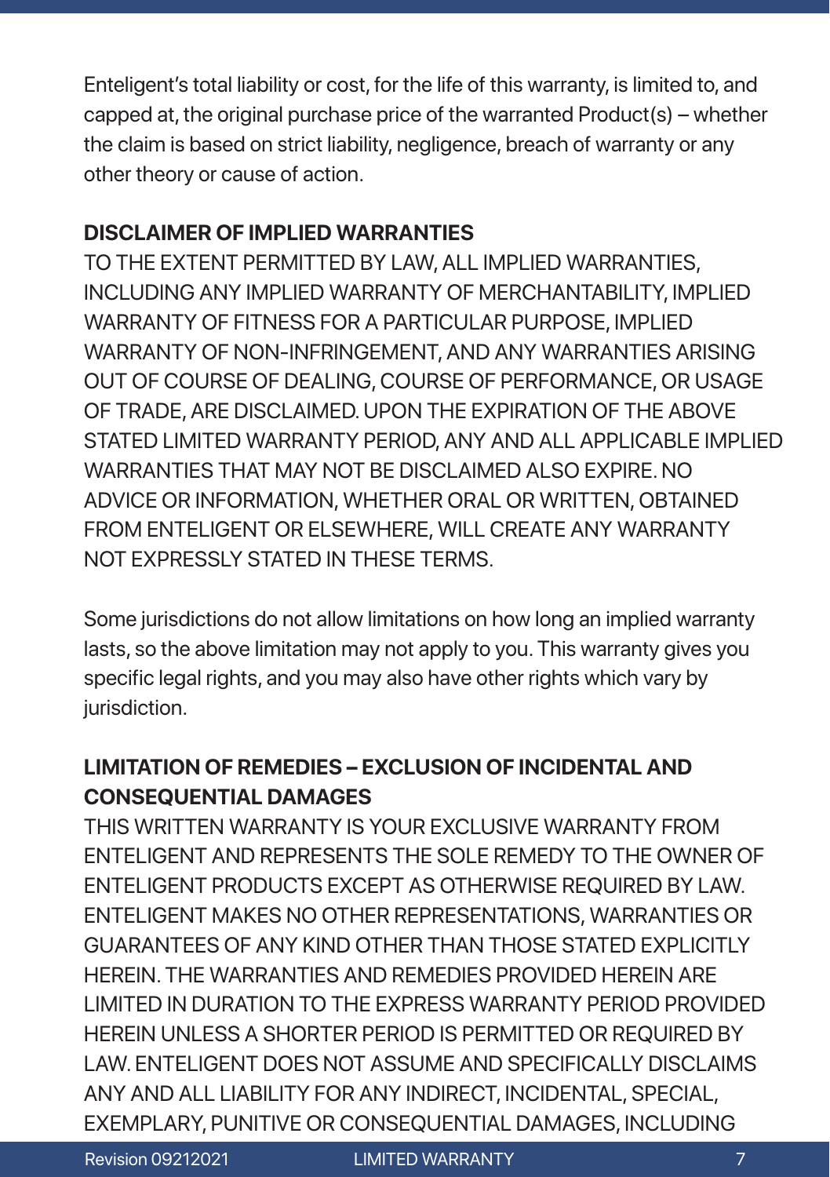Enteligent's total liability or cost, for the life of this warranty, is limited to, and capped at, the original purchase price of the warranted Product(s) – whether the claim is based on strict liability, negligence, breach of warranty or any other theory or cause of action.

**DISCLAIMER OF IMPLIED WARRANTIES**

TO THE EXTENT PERMITTED BY LAW, ALL IMPLIED WARRANTIES, INCLUDING ANY IMPLIED WARRANTY OF MERCHANTABILITY, IMPLIED WARRANTY OF FITNESS FOR A PARTICULAR PURPOSE, IMPLIED WARRANTY OF NON-INFRINGEMENT, AND ANY WARRANTIES ARISING OUT OF COURSE OF DEALING, COURSE OF PERFORMANCE, OR USAGE OF TRADE, ARE DISCLAIMED. UPON THE EXPIRATION OF THE ABOVE STATED LIMITED WARRANTY PERIOD, ANY AND ALL APPLICABLE IMPLIED WARRANTIES THAT MAY NOT BE DISCLAIMED ALSO EXPIRE. NO ADVICE OR INFORMATION, WHETHER ORAL OR WRITTEN, OBTAINED FROM ENTELIGENT OR ELSEWHERE, WILL CREATE ANY WARRANTY NOT EXPRESSLY STATED IN THESE TERMS.

Some jurisdictions do not allow limitations on how long an implied warranty lasts, so the above limitation may not apply to you. This warranty gives you specific legal rights, and you may also have other rights which vary by jurisdiction.

**LIMITATION OF REMEDIES – EXCLUSION OF INCIDENTAL AND CONSEQUENTIAL DAMAGES**

THIS WRITTEN WARRANTY IS YOUR EXCLUSIVE WARRANTY FROM ENTELIGENT AND REPRESENTS THE SOLE REMEDY TO THE OWNER OF ENTELIGENT PRODUCTS EXCEPT AS OTHERWISE REQUIRED BY LAW. ENTELIGENT MAKES NO OTHER REPRESENTATIONS, WARRANTIES OR GUARANTEES OF ANY KIND OTHER THAN THOSE STATED EXPLICITLY HEREIN. THE WARRANTIES AND REMEDIES PROVIDED HEREIN ARE LIMITED IN DURATION TO THE EXPRESS WARRANTY PERIOD PROVIDED HEREIN UNLESS A SHORTER PERIOD IS PERMITTED OR REQUIRED BY LAW. ENTELIGENT DOES NOT ASSUME AND SPECIFICALLY DISCLAIMS ANY AND ALL LIABILITY FOR ANY INDIRECT, INCIDENTAL, SPECIAL, EXEMPLARY, PUNITIVE OR CONSEQUENTIAL DAMAGES, INCLUDING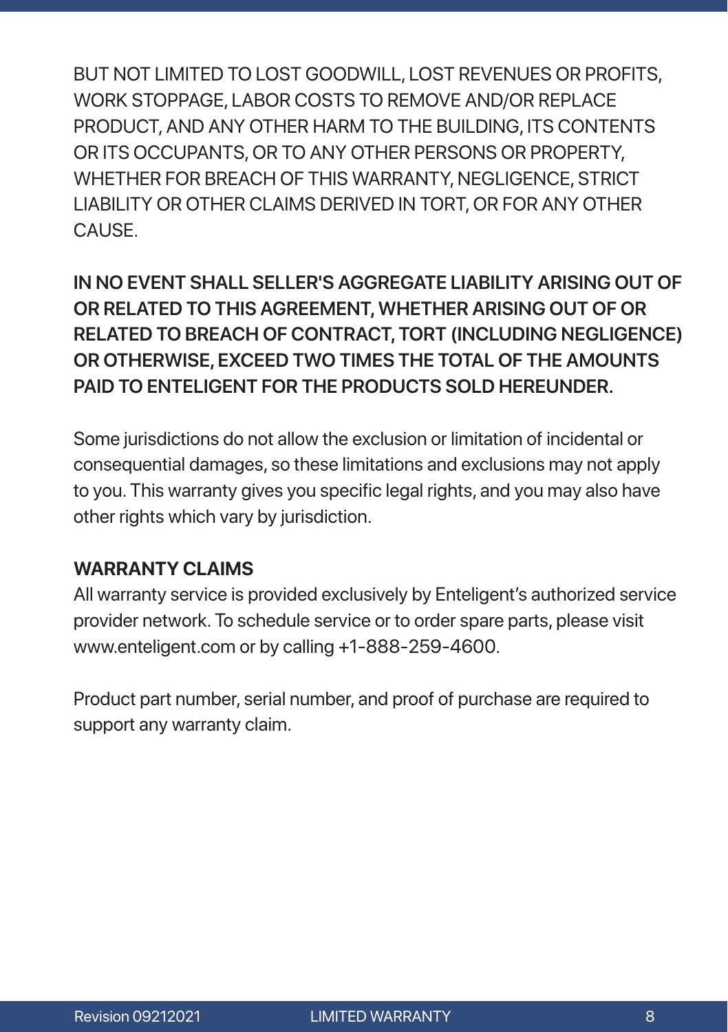BUT NOT LIMITED TO LOST GOODWILL, LOST REVENUES OR PROFITS, WORK STOPPAGE, LABOR COSTS TO REMOVE AND/OR REPLACE PRODUCT, AND ANY OTHER HARM TO THE BUILDING, ITS CONTENTS OR ITS OCCUPANTS, OR TO ANY OTHER PERSONS OR PROPERTY, WHETHER FOR BREACH OF THIS WARRANTY, NEGLIGENCE, STRICT LIABILITY OR OTHER CLAIMS DERIVED IN TORT, OR FOR ANY OTHER CAUSE.

**IN NO EVENT SHALL SELLER'S AGGREGATE LIABILITY ARISING OUT OF OR RELATED TO THIS AGREEMENT, WHETHER ARISING OUT OF OR RELATED TO BREACH OF CONTRACT, TORT (INCLUDING NEGLIGENCE) OR OTHERWISE, EXCEED TWO TIMES THE TOTAL OF THE AMOUNTS PAID TO ENTELIGENT FOR THE PRODUCTS SOLD HEREUNDER.**

Some jurisdictions do not allow the exclusion or limitation of incidental or consequential damages, so these limitations and exclusions may not apply to you. This warranty gives you specific legal rights, and you may also have other rights which vary by jurisdiction.

**WARRANTY CLAIMS**

All warranty service is provided exclusively by Enteligent's authorized service provider network. To schedule service or to order spare parts, please visit www.enteligent.com or by calling +1-888-259-4600.

Product part number, serial number, and proof of purchase are required to support any warranty claim.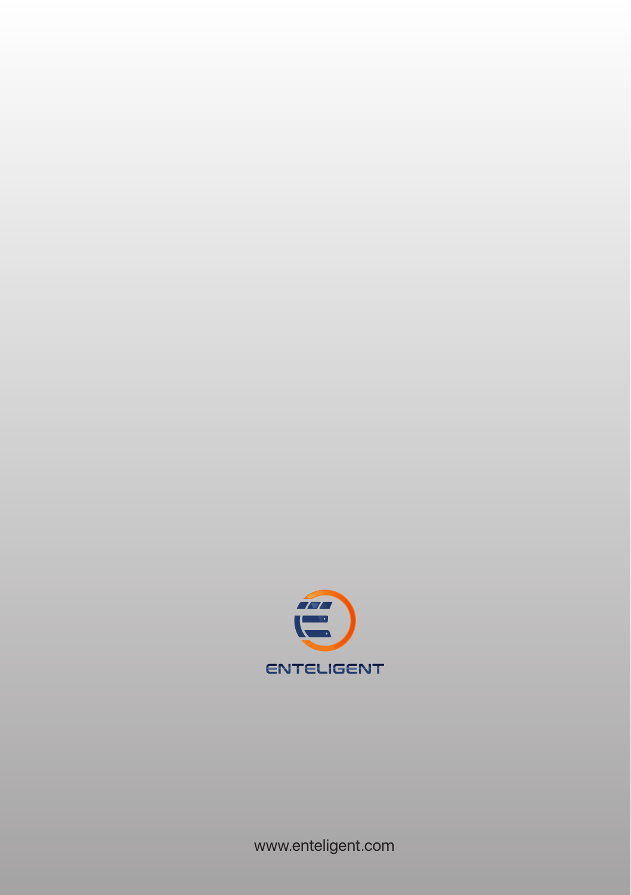ENTELIGENT

www.enteligent.com